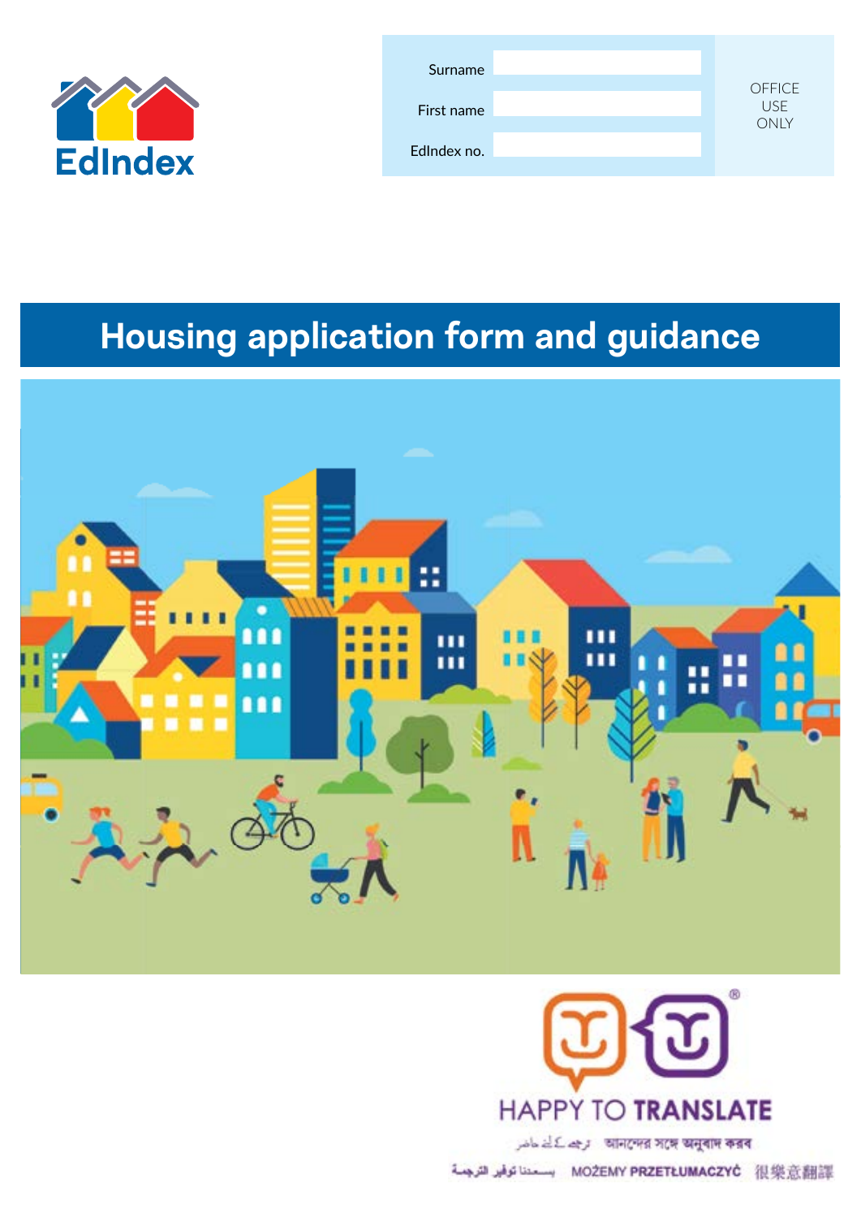EdIndex

| Surname | | OFFICE USE ONLY |
| --- | --- | --- |
| First name | | |
| EdIndex no. | | |

# Housing application form and guidance

HAPPY TO TRANSLATE

ترجمہ کے لئے حاضر আনন্দের সঙ্গে অনুবাদ করব

يسعدنا توفير الترجمة MOŻEMY PRZETŁUMACZYĆ 很樂意翻譯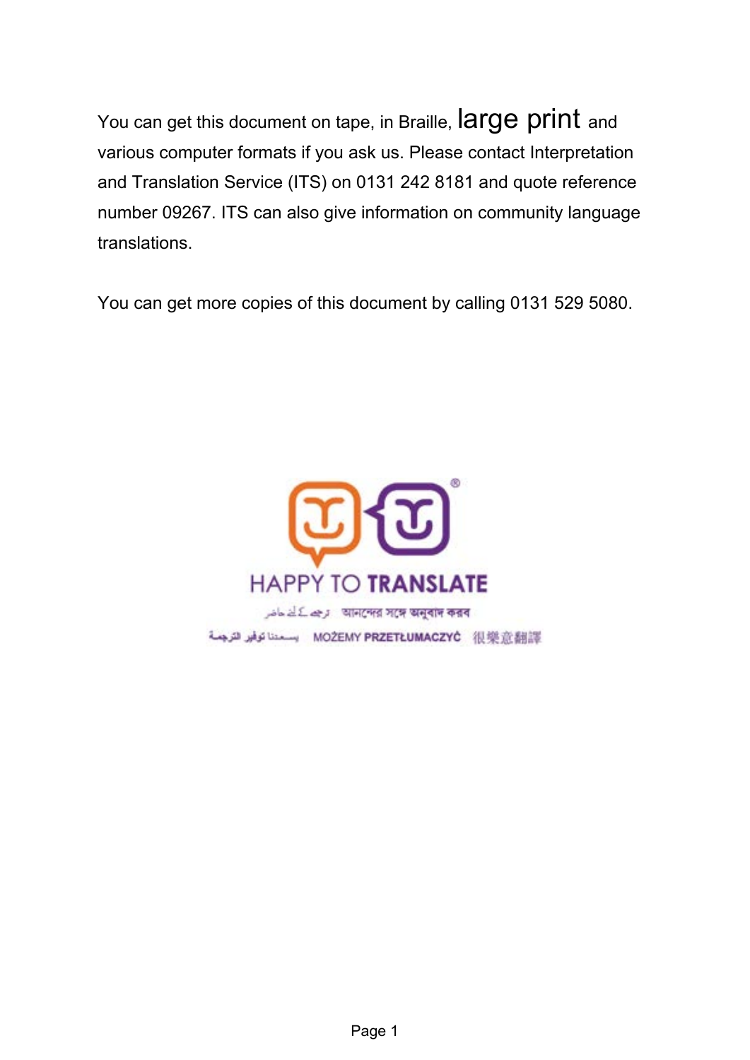You can get this document on tape, in Braille, large print and various computer formats if you ask us. Please contact Interpretation and Translation Service (ITS) on 0131 242 8181 and quote reference number 09267. ITS can also give information on community language translations.

You can get more copies of this document by calling 0131 529 5080.

HAPPY TO TRANSLATE

ترجمہ کے لئے حاضر আনন্দের সঙ্গে অনুবাদ করব

يسعدنا توفير الترجمة MOŻEMY PRZETŁUMACZYĆ 很樂意翻譯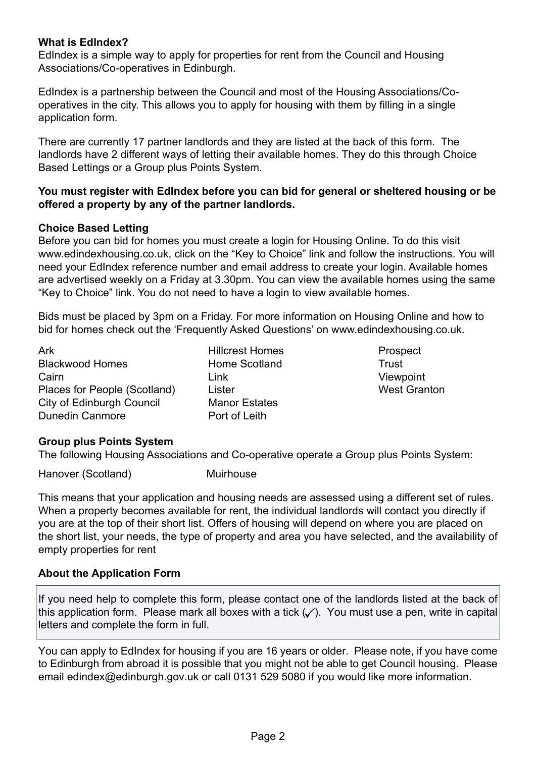**What is EdIndex?**

EdIndex is a simple way to apply for properties for rent from the Council and Housing Associations/Co-operatives in Edinburgh.

EdIndex is a partnership between the Council and most of the Housing Associations/Co-operatives in the city. This allows you to apply for housing with them by filling in a single application form.

There are currently 17 partner landlords and they are listed at the back of this form. The landlords have 2 different ways of letting their available homes. They do this through Choice Based Lettings or a Group plus Points System.

**You must register with EdIndex before you can bid for general or sheltered housing or be offered a property by any of the partner landlords.**

**Choice Based Letting**

Before you can bid for homes you must create a login for Housing Online. To do this visit www.edindexhousing.co.uk, click on the “Key to Choice” link and follow the instructions. You will need your EdIndex reference number and email address to create your login. Available homes are advertised weekly on a Friday at 3.30pm. You can view the available homes using the same “Key to Choice” link. You do not need to have a login to view available homes.

Bids must be placed by 3pm on a Friday. For more information on Housing Online and how to bid for homes check out the ‘Frequently Asked Questions’ on www.edindexhousing.co.uk.

- Ark
- Blackwood Homes
- Cairn
- Places for People (Scotland)
- City of Edinburgh Council
- Dunedin Canmore
- Hillcrest Homes
- Home Scotland
- Link
- Lister
- Manor Estates
- Port of Leith
- Prospect
- Trust
- Viewpoint
- West Granton

**Group plus Points System**

The following Housing Associations and Co-operative operate a Group plus Points System:

- Hanover (Scotland)
- Muirhouse

This means that your application and housing needs are assessed using a different set of rules. When a property becomes available for rent, the individual landlords will contact you directly if you are at the top of their short list. Offers of housing will depend on where you are placed on the short list, your needs, the type of property and area you have selected, and the availability of empty properties for rent

**About the Application Form**

If you need help to complete this form, please contact one of the landlords listed at the back of this application form. Please mark all boxes with a tick (✓). You must use a pen, write in capital letters and complete the form in full.

You can apply to EdIndex for housing if you are 16 years or older. Please note, if you have come to Edinburgh from abroad it is possible that you might not be able to get Council housing. Please email edindex@edinburgh.gov.uk or call 0131 529 5080 if you would like more information.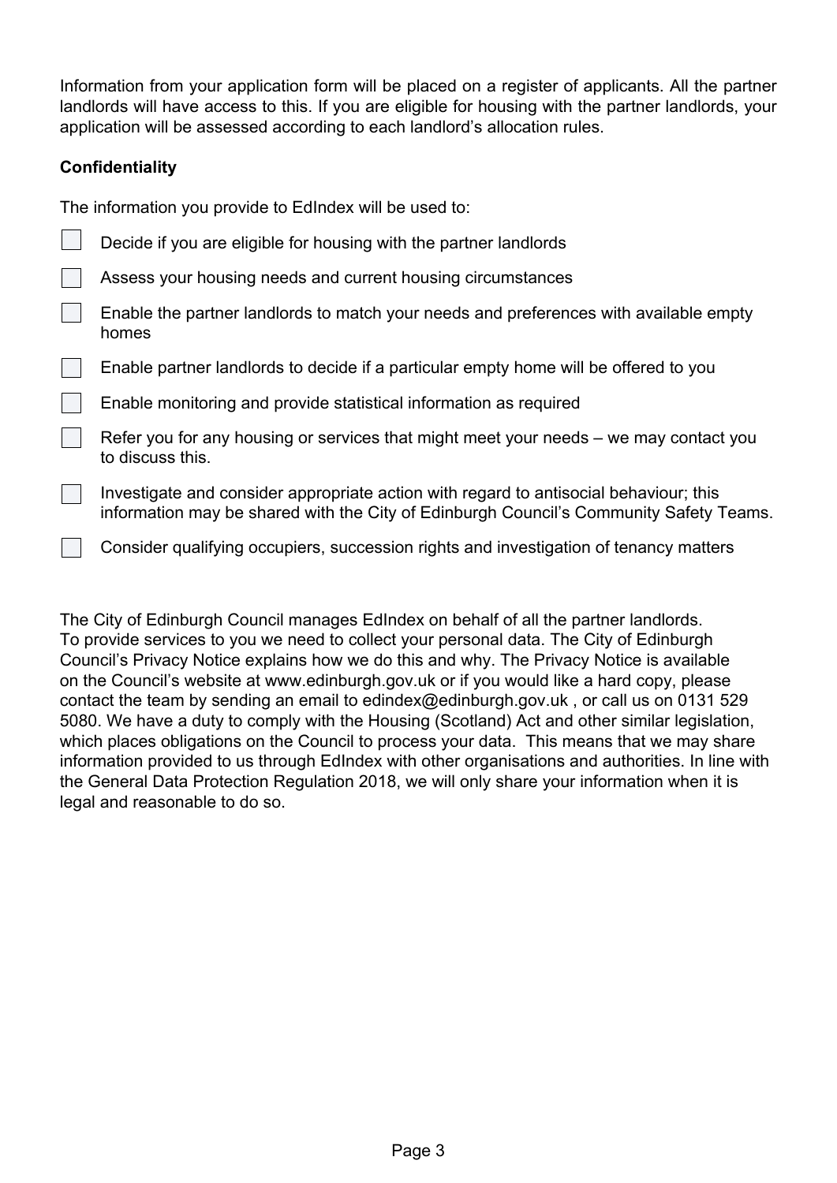Information from your application form will be placed on a register of applicants. All the partner landlords will have access to this. If you are eligible for housing with the partner landlords, your application will be assessed according to each landlord's allocation rules.

**Confidentiality**

The information you provide to EdIndex will be used to:

- [ ] Decide if you are eligible for housing with the partner landlords
- [ ] Assess your housing needs and current housing circumstances
- [ ] Enable the partner landlords to match your needs and preferences with available empty homes
- [ ] Enable partner landlords to decide if a particular empty home will be offered to you
- [ ] Enable monitoring and provide statistical information as required
- [ ] Refer you for any housing or services that might meet your needs – we may contact you to discuss this.
- [ ] Investigate and consider appropriate action with regard to antisocial behaviour; this information may be shared with the City of Edinburgh Council's Community Safety Teams.
- [ ] Consider qualifying occupiers, succession rights and investigation of tenancy matters

The City of Edinburgh Council manages EdIndex on behalf of all the partner landlords. To provide services to you we need to collect your personal data. The City of Edinburgh Council's Privacy Notice explains how we do this and why. The Privacy Notice is available on the Council's website at www.edinburgh.gov.uk or if you would like a hard copy, please contact the team by sending an email to edindex@edinburgh.gov.uk , or call us on 0131 529 5080. We have a duty to comply with the Housing (Scotland) Act and other similar legislation, which places obligations on the Council to process your data. This means that we may share information provided to us through EdIndex with other organisations and authorities. In line with the General Data Protection Regulation 2018, we will only share your information when it is legal and reasonable to do so.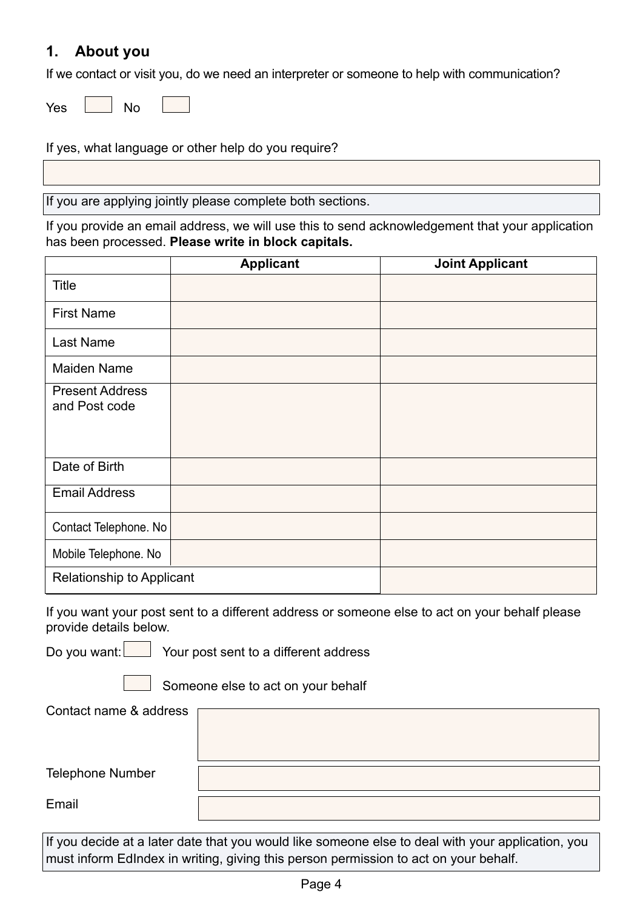## 1. About you

If we contact or visit you, do we need an interpreter or someone to help with communication?

Yes ☐ No ☐

If yes, what language or other help do you require?

If you are applying jointly please complete both sections.

If you provide an email address, we will use this to send acknowledgement that your application has been processed. **Please write in block capitals.**

| | Applicant | Joint Applicant |
|---|---|---|
| Title | | |
| First Name | | |
| Last Name | | |
| Maiden Name | | |
| Present Address and Post code | | |
| Date of Birth | | |
| Email Address | | |
| Contact Telephone. No | | |
| Mobile Telephone. No | | |
| Relationship to Applicant | | |

If you want your post sent to a different address or someone else to act on your behalf please provide details below.

Do you want: ☐ Your post sent to a different address

☐ Someone else to act on your behalf

Contact name & address

Telephone Number

Email

If you decide at a later date that you would like someone else to deal with your application, you must inform EdIndex in writing, giving this person permission to act on your behalf.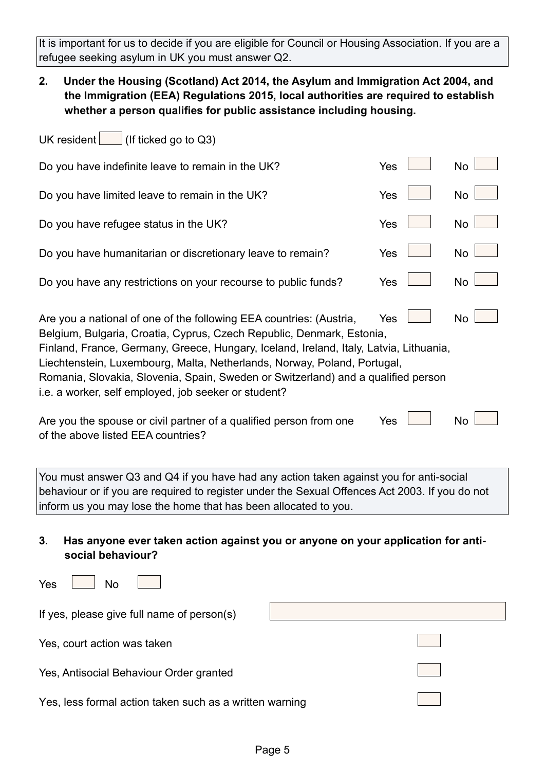It is important for us to decide if you are eligible for Council or Housing Association. If you are a refugee seeking asylum in UK you must answer Q2.

**2. Under the Housing (Scotland) Act 2014, the Asylum and Immigration Act 2004, and the Immigration (EEA) Regulations 2015, local authorities are required to establish whether a person qualifies for public assistance including housing.**

UK resident ☐ (If ticked go to Q3)

| | | |
|---|---|---|
| Do you have indefinite leave to remain in the UK? | Yes ☐ | No ☐ |
| Do you have limited leave to remain in the UK? | Yes ☐ | No ☐ |
| Do you have refugee status in the UK? | Yes ☐ | No ☐ |
| Do you have humanitarian or discretionary leave to remain? | Yes ☐ | No ☐ |
| Do you have any restrictions on your recourse to public funds? | Yes ☐ | No ☐ |
| Are you a national of one of the following EEA countries: (Austria, Belgium, Bulgaria, Croatia, Cyprus, Czech Republic, Denmark, Estonia, Finland, France, Germany, Greece, Hungary, Iceland, Ireland, Italy, Latvia, Lithuania, Liechtenstein, Luxembourg, Malta, Netherlands, Norway, Poland, Portugal, Romania, Slovakia, Slovenia, Spain, Sweden or Switzerland) and a qualified person i.e. a worker, self employed, job seeker or student? | Yes ☐ | No ☐ |
| Are you the spouse or civil partner of a qualified person from one of the above listed EEA countries? | Yes ☐ | No ☐ |

You must answer Q3 and Q4 if you have had any action taken against you for anti-social behaviour or if you are required to register under the Sexual Offences Act 2003. If you do not inform us you may lose the home that has been allocated to you.

**3. Has anyone ever taken action against you or anyone on your application for anti-social behaviour?**

Yes ☐ No ☐

If yes, please give full name of person(s) ______________________

Yes, court action was taken ☐

Yes, Antisocial Behaviour Order granted ☐

Yes, less formal action taken such as a written warning ☐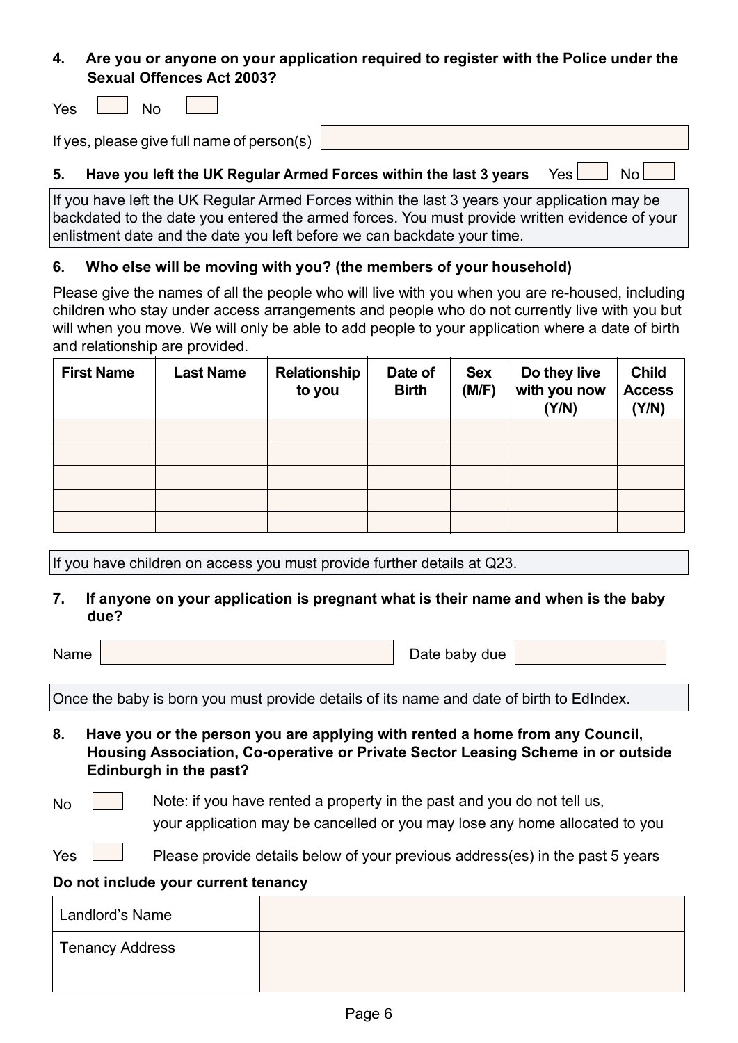**4. Are you or anyone on your application required to register with the Police under the Sexual Offences Act 2003?**

Yes ☐ No ☐

If yes, please give full name of person(s) ______________________

**5. Have you left the UK Regular Armed Forces within the last 3 years** Yes ☐ No ☐

If you have left the UK Regular Armed Forces within the last 3 years your application may be backdated to the date you entered the armed forces. You must provide written evidence of your enlistment date and the date you left before we can backdate your time.

**6. Who else will be moving with you? (the members of your household)**

Please give the names of all the people who will live with you when you are re-housed, including children who stay under access arrangements and people who do not currently live with you but will when you move. We will only be able to add people to your application where a date of birth and relationship are provided.

| First Name | Last Name | Relationship to you | Date of Birth | Sex (M/F) | Do they live with you now (Y/N) | Child Access (Y/N) |
|---|---|---|---|---|---|---|
| | | | | | | |
| | | | | | | |
| | | | | | | |
| | | | | | | |
| | | | | | | |

If you have children on access you must provide further details at Q23.

**7. If anyone on your application is pregnant what is their name and when is the baby due?**

Name ______________________ Date baby due ______________

Once the baby is born you must provide details of its name and date of birth to EdIndex.

**8. Have you or the person you are applying with rented a home from any Council, Housing Association, Co-operative or Private Sector Leasing Scheme in or outside Edinburgh in the past?**

No ☐ Note: if you have rented a property in the past and you do not tell us, your application may be cancelled or you may lose any home allocated to you

Yes ☐ Please provide details below of your previous address(es) in the past 5 years

**Do not include your current tenancy**

| Landlord's Name | |
|---|---|
| Tenancy Address | |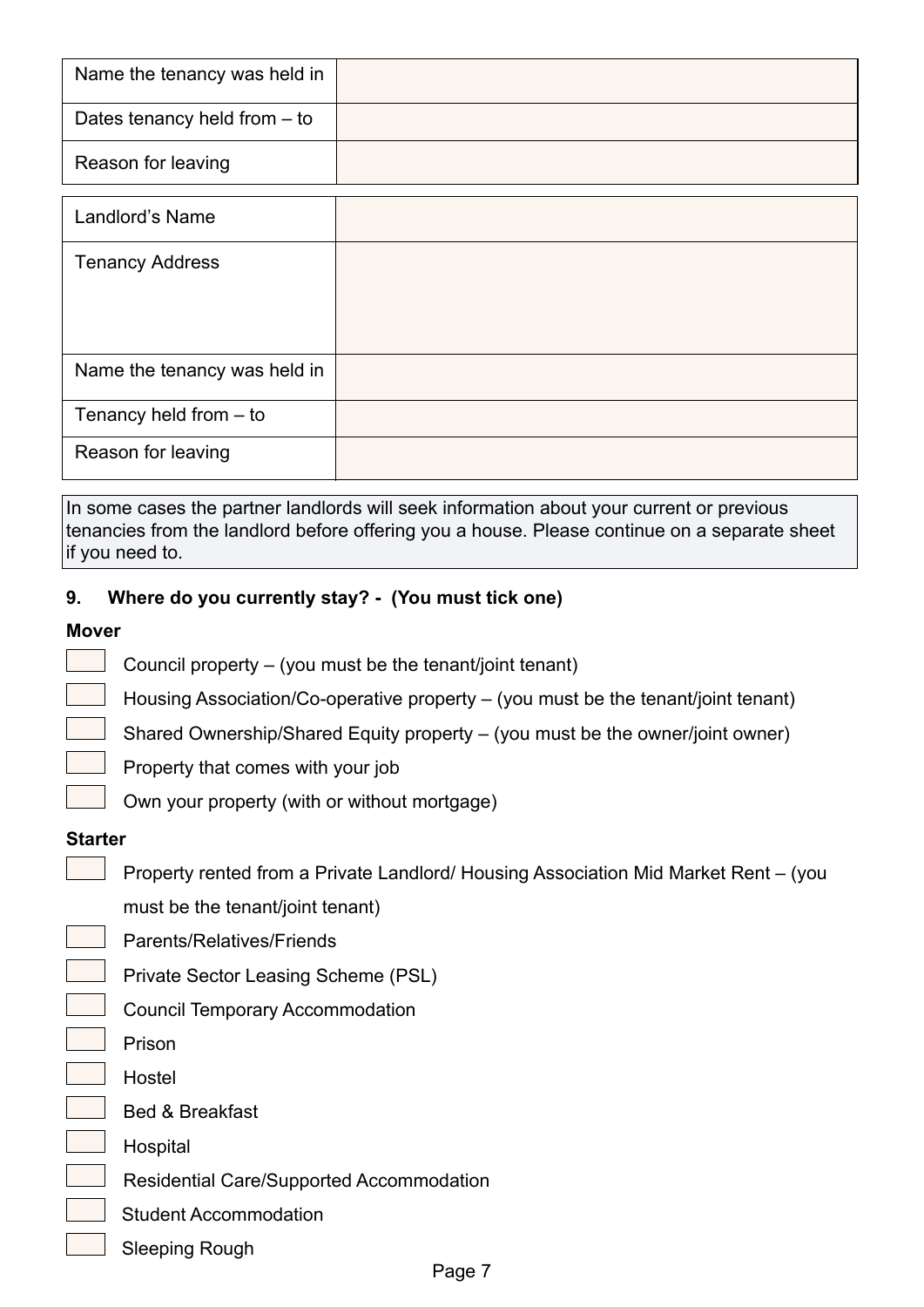| Name the tenancy was held in | |
|---|---|
| Dates tenancy held from – to | |
| Reason for leaving | |

| Landlord's Name | |
|---|---|
| Tenancy Address | |
| Name the tenancy was held in | |
| Tenancy held from – to | |
| Reason for leaving | |

In some cases the partner landlords will seek information about your current or previous tenancies from the landlord before offering you a house. Please continue on a separate sheet if you need to.

**9. Where do you currently stay? - (You must tick one)**

**Mover**

- ☐ Council property – (you must be the tenant/joint tenant)
- ☐ Housing Association/Co-operative property – (you must be the tenant/joint tenant)
- ☐ Shared Ownership/Shared Equity property – (you must be the owner/joint owner)
- ☐ Property that comes with your job
- ☐ Own your property (with or without mortgage)

**Starter**

- ☐ Property rented from a Private Landlord/ Housing Association Mid Market Rent – (you must be the tenant/joint tenant)
- ☐ Parents/Relatives/Friends
- ☐ Private Sector Leasing Scheme (PSL)
- ☐ Council Temporary Accommodation
- ☐ Prison
- ☐ Hostel
- ☐ Bed & Breakfast
- ☐ Hospital
- ☐ Residential Care/Supported Accommodation
- ☐ Student Accommodation
- ☐ Sleeping Rough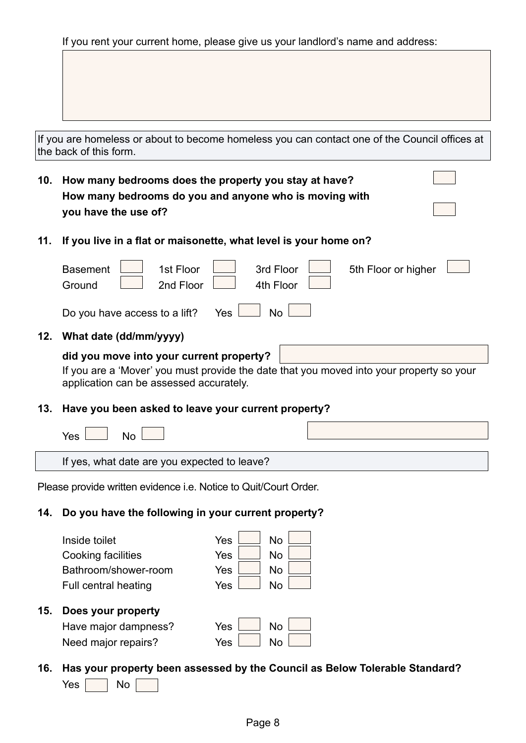If you rent your current home, please give us your landlord's name and address:

If you are homeless or about to become homeless you can contact one of the Council offices at the back of this form.

**10. How many bedrooms does the property you stay at have?**

**How many bedrooms do you and anyone who is moving with you have the use of?**

**11. If you live in a flat or maisonette, what level is your home on?**

Basement ☐ 1st Floor ☐ 3rd Floor ☐ 5th Floor or higher ☐
Ground ☐ 2nd Floor ☐ 4th Floor ☐

Do you have access to a lift? Yes ☐ No ☐

**12. What date (dd/mm/yyyy) did you move into your current property?**

If you are a 'Mover' you must provide the date that you moved into your property so your application can be assessed accurately.

**13. Have you been asked to leave your current property?**

Yes ☐ No ☐

If yes, what date are you expected to leave?

Please provide written evidence i.e. Notice to Quit/Court Order.

**14. Do you have the following in your current property?**

| | Yes | No |
|---|---|---|
| Inside toilet | ☐ | ☐ |
| Cooking facilities | ☐ | ☐ |
| Bathroom/shower-room | ☐ | ☐ |
| Full central heating | ☐ | ☐ |

**15. Does your property**

| | Yes | No |
|---|---|---|
| Have major dampness? | ☐ | ☐ |
| Need major repairs? | ☐ | ☐ |

**16. Has your property been assessed by the Council as Below Tolerable Standard?**

Yes ☐ No ☐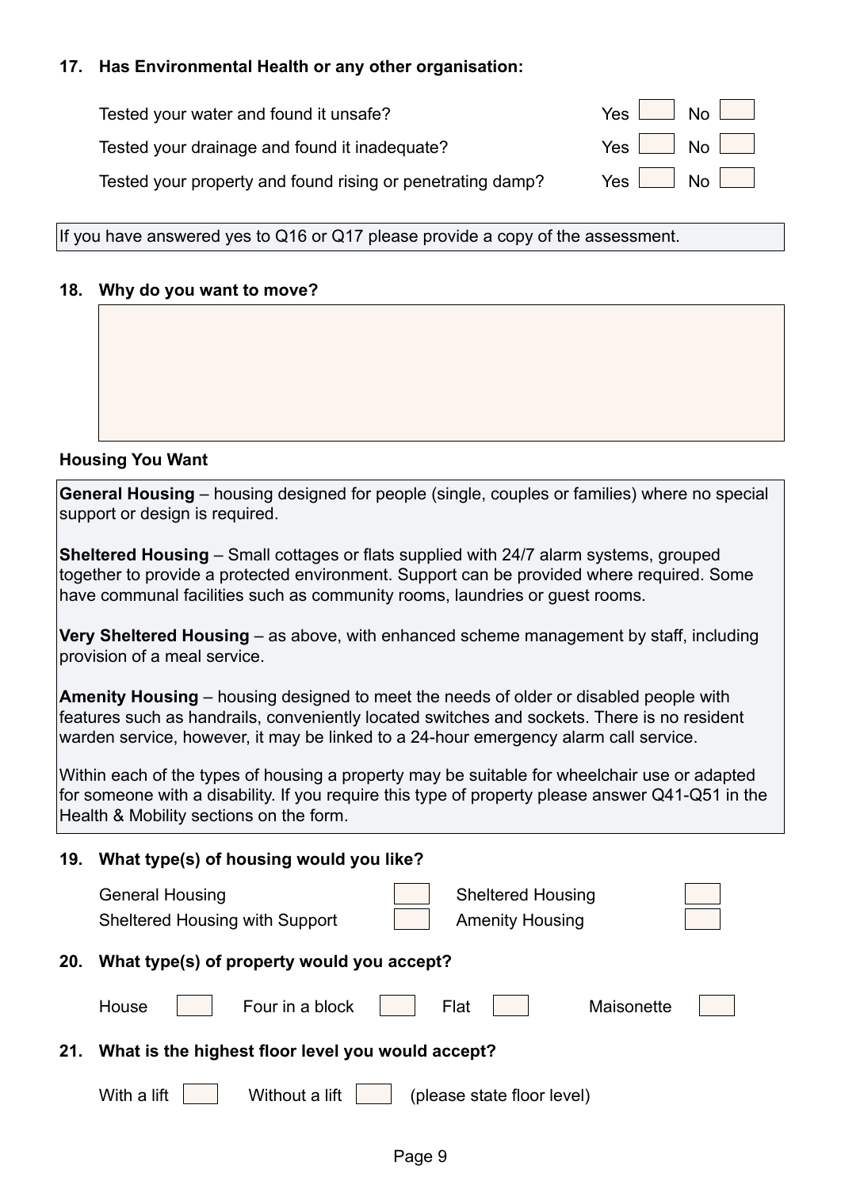**17. Has Environmental Health or any other organisation:**

| | | |
|---|---|---|
| Tested your water and found it unsafe? | Yes ☐ | No ☐ |
| Tested your drainage and found it inadequate? | Yes ☐ | No ☐ |
| Tested your property and found rising or penetrating damp? | Yes ☐ | No ☐ |

If you have answered yes to Q16 or Q17 please provide a copy of the assessment.

**18. Why do you want to move?**

&nbsp;

**Housing You Want**

**General Housing** – housing designed for people (single, couples or families) where no special support or design is required.

**Sheltered Housing** – Small cottages or flats supplied with 24/7 alarm systems, grouped together to provide a protected environment. Support can be provided where required. Some have communal facilities such as community rooms, laundries or guest rooms.

**Very Sheltered Housing** – as above, with enhanced scheme management by staff, including provision of a meal service.

**Amenity Housing** – housing designed to meet the needs of older or disabled people with features such as handrails, conveniently located switches and sockets. There is no resident warden service, however, it may be linked to a 24-hour emergency alarm call service.

Within each of the types of housing a property may be suitable for wheelchair use or adapted for someone with a disability. If you require this type of property please answer Q41-Q51 in the Health & Mobility sections on the form.

**19. What type(s) of housing would you like?**

| | | | |
|---|---|---|---|
| General Housing | ☐ | Sheltered Housing | ☐ |
| Sheltered Housing with Support | ☐ | Amenity Housing | ☐ |

**20. What type(s) of property would you accept?**

House ☐ Four in a block ☐ Flat ☐ Maisonette ☐

**21. What is the highest floor level you would accept?**

With a lift ☐ Without a lift ☐ (please state floor level)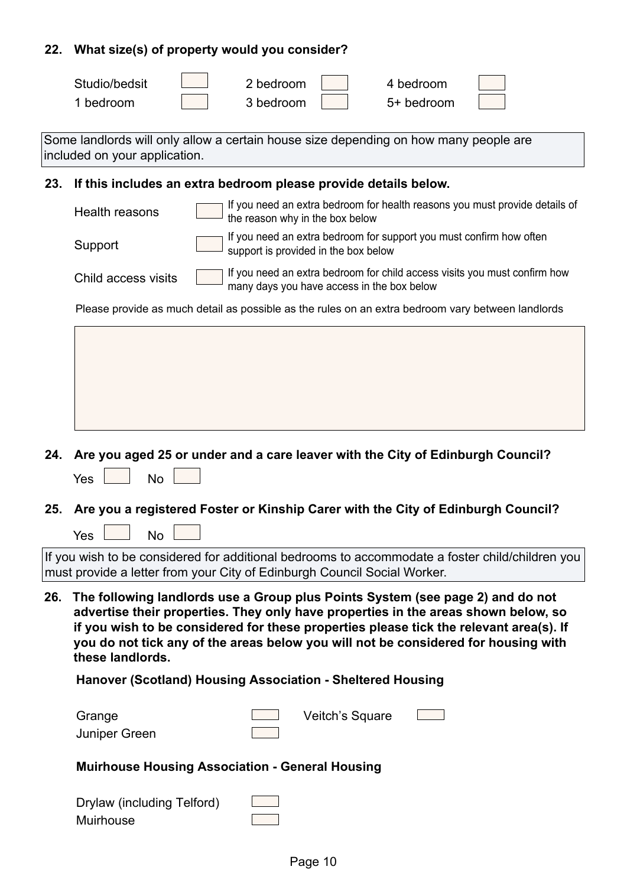**22. What size(s) of property would you consider?**

| | | | | | |
|---|---|---|---|---|---|
| Studio/bedsit | ☐ | 2 bedroom | ☐ | 4 bedroom | ☐ |
| 1 bedroom | ☐ | 3 bedroom | ☐ | 5+ bedroom | ☐ |

Some landlords will only allow a certain house size depending on how many people are included on your application.

**23. If this includes an extra bedroom please provide details below.**

| | | |
|---|---|---|
| Health reasons | ☐ | If you need an extra bedroom for health reasons you must provide details of the reason why in the box below |
| Support | ☐ | If you need an extra bedroom for support you must confirm how often support is provided in the box below |
| Child access visits | ☐ | If you need an extra bedroom for child access visits you must confirm how many days you have access in the box below |

Please provide as much detail as possible as the rules on an extra bedroom vary between landlords

**24. Are you aged 25 or under and a care leaver with the City of Edinburgh Council?**

Yes ☐ No ☐

**25. Are you a registered Foster or Kinship Carer with the City of Edinburgh Council?**

Yes ☐ No ☐

If you wish to be considered for additional bedrooms to accommodate a foster child/children you must provide a letter from your City of Edinburgh Council Social Worker.

**26. The following landlords use a Group plus Points System (see page 2) and do not advertise their properties. They only have properties in the areas shown below, so if you wish to be considered for these properties please tick the relevant area(s). If you do not tick any of the areas below you will not be considered for housing with these landlords.**

**Hanover (Scotland) Housing Association - Sheltered Housing**

| | | | |
|---|---|---|---|
| Grange | ☐ | Veitch's Square | ☐ |
| Juniper Green | ☐ | | |

**Muirhouse Housing Association - General Housing**

| | |
|---|---|
| Drylaw (including Telford) | ☐ |
| Muirhouse | ☐ |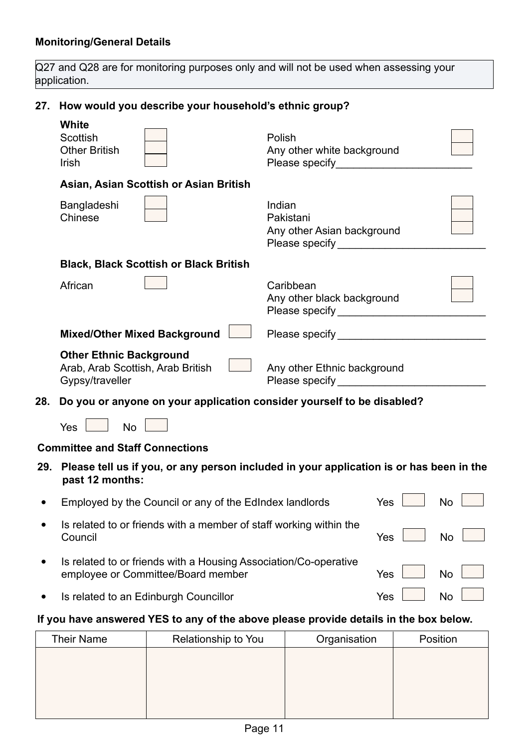**Monitoring/General Details**

Q27 and Q28 are for monitoring purposes only and will not be used when assessing your application.

**27. How would you describe your household's ethnic group?**

**White**

Scottish ☐
Other British ☐
Irish ☐
Polish ☐
Any other white background ☐
Please specify________________________

**Asian, Asian Scottish or Asian British**

Bangladeshi ☐
Chinese ☐
Indian ☐
Pakistani ☐
Any other Asian background ☐
Please specify________________________

**Black, Black Scottish or Black British**

African ☐
Caribbean ☐
Any other black background ☐
Please specify________________________

**Mixed/Other Mixed Background** ☐
Please specify________________________

**Other Ethnic Background**

Arab, Arab Scottish, Arab British ☐
Gypsy/traveller
Any other Ethnic background
Please specify________________________

**28. Do you or anyone on your application consider yourself to be disabled?**

Yes ☐ No ☐

**Committee and Staff Connections**

**29. Please tell us if you, or any person included in your application is or has been in the past 12 months:**

- Employed by the Council or any of the EdIndex landlords — Yes ☐ No ☐
- Is related to or friends with a member of staff working within the Council — Yes ☐ No ☐
- Is related to or friends with a Housing Association/Co-operative employee or Committee/Board member — Yes ☐ No ☐
- Is related to an Edinburgh Councillor — Yes ☐ No ☐

**If you have answered YES to any of the above please provide details in the box below.**

| Their Name | Relationship to You | Organisation | Position |
|---|---|---|---|
| | | | |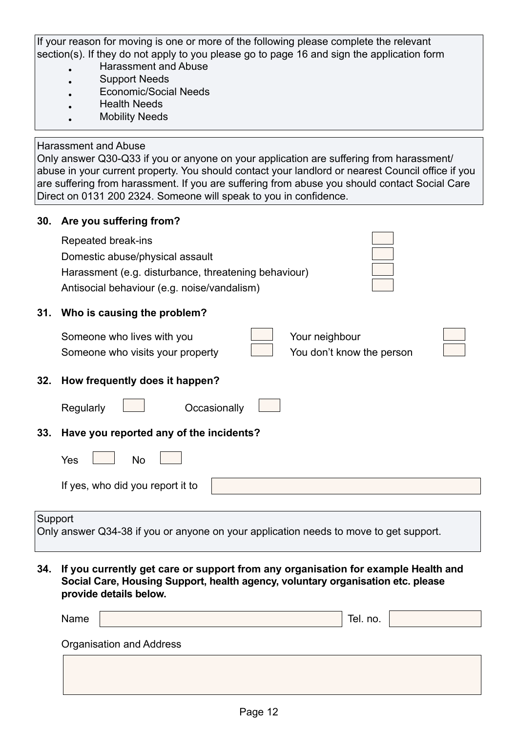If your reason for moving is one or more of the following please complete the relevant section(s). If they do not apply to you please go to page 16 and sign the application form

- Harassment and Abuse
- Support Needs
- Economic/Social Needs
- Health Needs
- Mobility Needs

Harassment and Abuse

Only answer Q30-Q33 if you or anyone on your application are suffering from harassment/abuse in your current property. You should contact your landlord or nearest Council office if you are suffering from harassment. If you are suffering from abuse you should contact Social Care Direct on 0131 200 2324. Someone will speak to you in confidence.

**30. Are you suffering from?**

Repeated break-ins ☐

Domestic abuse/physical assault ☐

Harassment (e.g. disturbance, threatening behaviour) ☐

Antisocial behaviour (e.g. noise/vandalism) ☐

**31. Who is causing the problem?**

Someone who lives with you ☐ Your neighbour ☐

Someone who visits your property ☐ You don't know the person ☐

**32. How frequently does it happen?**

Regularly ☐ Occasionally ☐

**33. Have you reported any of the incidents?**

Yes ☐ No ☐

If yes, who did you report it to

Support

Only answer Q34-38 if you or anyone on your application needs to move to get support.

**34. If you currently get care or support from any organisation for example Health and Social Care, Housing Support, health agency, voluntary organisation etc. please provide details below.**

Name Tel. no.

Organisation and Address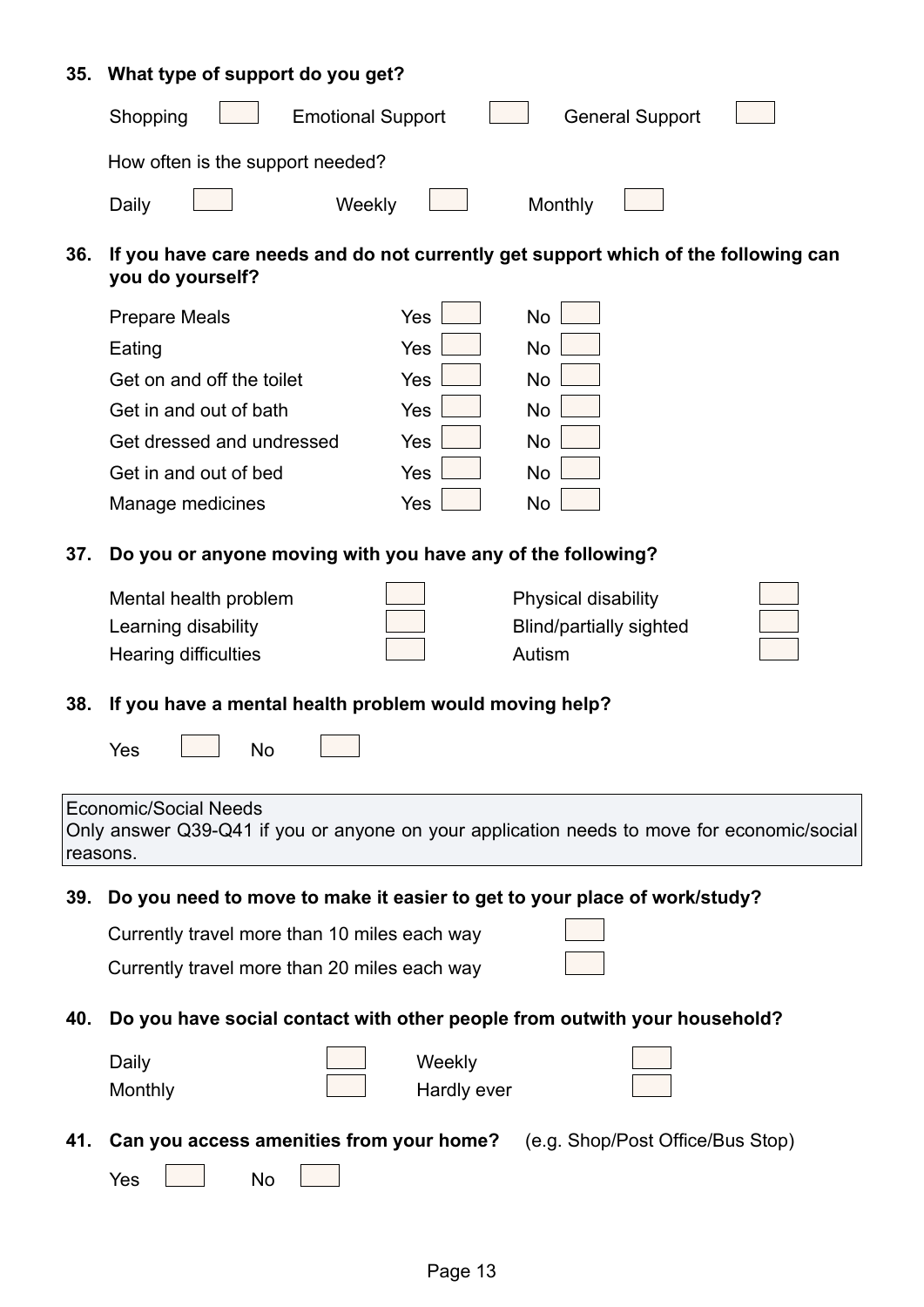**35. What type of support do you get?**

Shopping ☐ Emotional Support ☐ General Support ☐

How often is the support needed?

Daily ☐ Weekly ☐ Monthly ☐

**36. If you have care needs and do not currently get support which of the following can you do yourself?**

| | | |
|---|---|---|
| Prepare Meals | Yes ☐ | No ☐ |
| Eating | Yes ☐ | No ☐ |
| Get on and off the toilet | Yes ☐ | No ☐ |
| Get in and out of bath | Yes ☐ | No ☐ |
| Get dressed and undressed | Yes ☐ | No ☐ |
| Get in and out of bed | Yes ☐ | No ☐ |
| Manage medicines | Yes ☐ | No ☐ |

**37. Do you or anyone moving with you have any of the following?**

| | | | |
|---|---|---|---|
| Mental health problem | ☐ | Physical disability | ☐ |
| Learning disability | ☐ | Blind/partially sighted | ☐ |
| Hearing difficulties | ☐ | Autism | ☐ |

**38. If you have a mental health problem would moving help?**

Yes ☐ No ☐

Economic/Social Needs
Only answer Q39-Q41 if you or anyone on your application needs to move for economic/social reasons.

**39. Do you need to move to make it easier to get to your place of work/study?**

Currently travel more than 10 miles each way ☐

Currently travel more than 20 miles each way ☐

**40. Do you have social contact with other people from outwith your household?**

| | | | |
|---|---|---|---|
| Daily | ☐ | Weekly | ☐ |
| Monthly | ☐ | Hardly ever | ☐ |

**41. Can you access amenities from your home?** (e.g. Shop/Post Office/Bus Stop)

Yes ☐ No ☐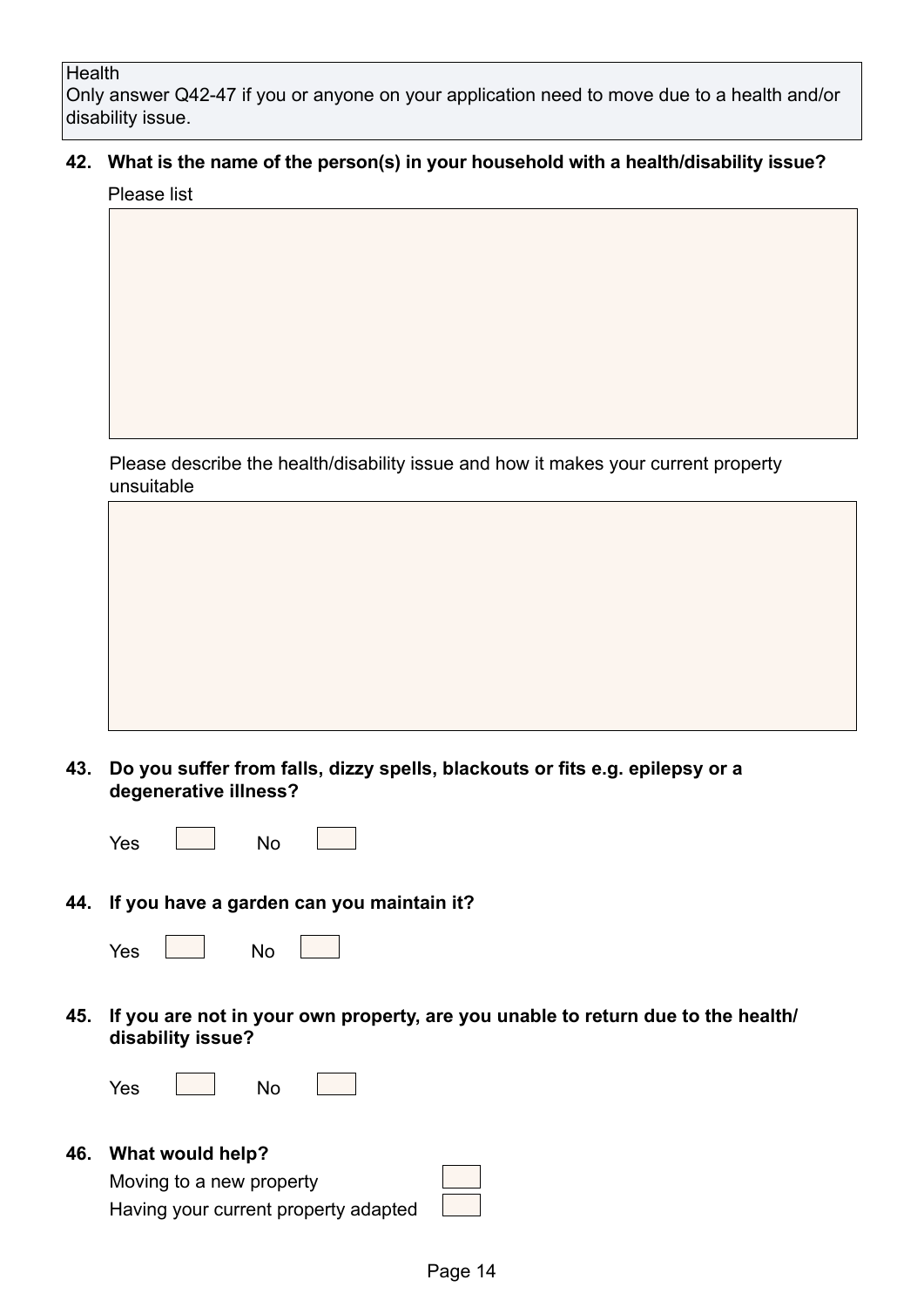Health

Only answer Q42-47 if you or anyone on your application need to move due to a health and/or disability issue.

**42. What is the name of the person(s) in your household with a health/disability issue?**

Please list

Please describe the health/disability issue and how it makes your current property unsuitable

**43. Do you suffer from falls, dizzy spells, blackouts or fits e.g. epilepsy or a degenerative illness?**

Yes ☐ No ☐

**44. If you have a garden can you maintain it?**

Yes ☐ No ☐

**45. If you are not in your own property, are you unable to return due to the health/ disability issue?**

Yes ☐ No ☐

**46. What would help?**

Moving to a new property ☐

Having your current property adapted ☐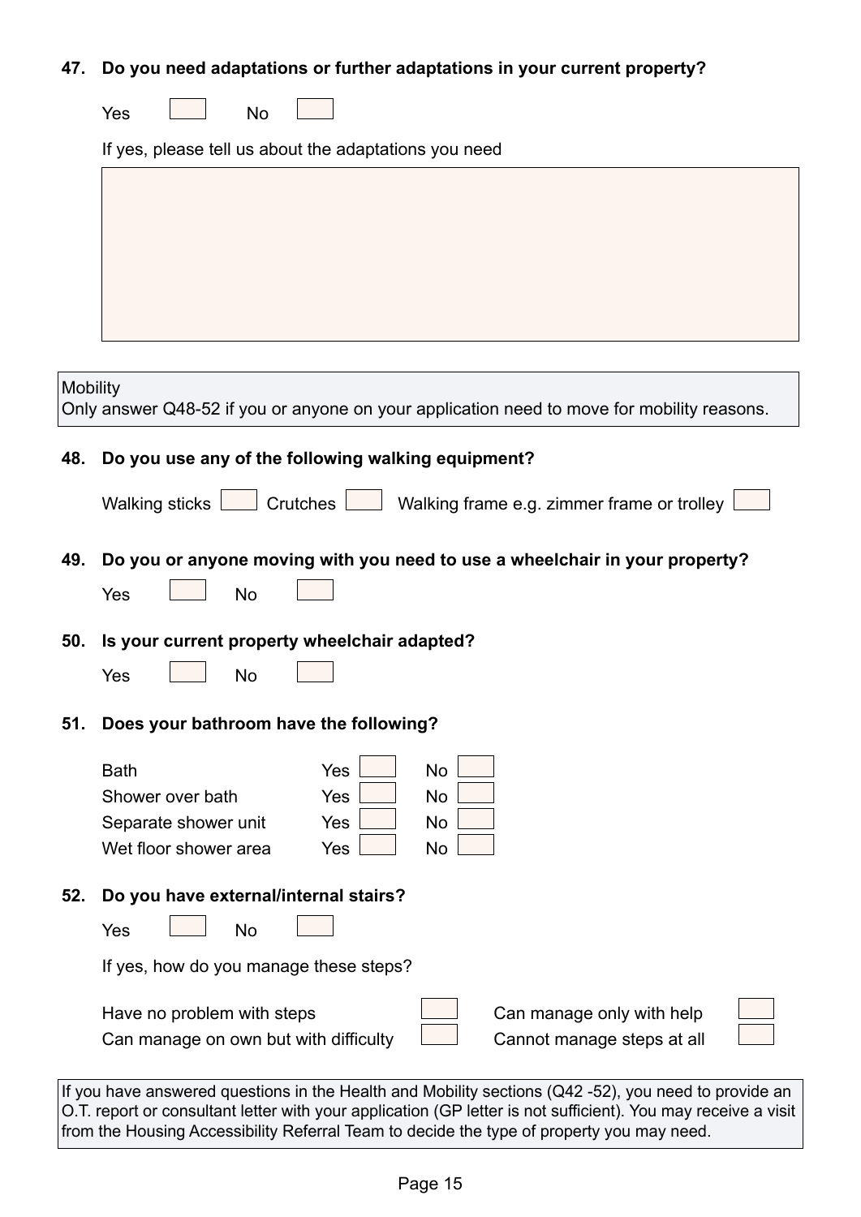**47. Do you need adaptations or further adaptations in your current property?**

Yes ☐ No ☐

If yes, please tell us about the adaptations you need

&nbsp;

Mobility
Only answer Q48-52 if you or anyone on your application need to move for mobility reasons.

**48. Do you use any of the following walking equipment?**

Walking sticks ☐ Crutches ☐ Walking frame e.g. zimmer frame or trolley ☐

**49. Do you or anyone moving with you need to use a wheelchair in your property?**

Yes ☐ No ☐

**50. Is your current property wheelchair adapted?**

Yes ☐ No ☐

**51. Does your bathroom have the following?**

| | | |
|---|---|---|
| Bath | Yes ☐ | No ☐ |
| Shower over bath | Yes ☐ | No ☐ |
| Separate shower unit | Yes ☐ | No ☐ |
| Wet floor shower area | Yes ☐ | No ☐ |

**52. Do you have external/internal stairs?**

Yes ☐ No ☐

If yes, how do you manage these steps?

| | | | |
|---|---|---|---|
| Have no problem with steps | ☐ | Can manage only with help | ☐ |
| Can manage on own but with difficulty | ☐ | Cannot manage steps at all | ☐ |

If you have answered questions in the Health and Mobility sections (Q42 -52), you need to provide an O.T. report or consultant letter with your application (GP letter is not sufficient). You may receive a visit from the Housing Accessibility Referral Team to decide the type of property you may need.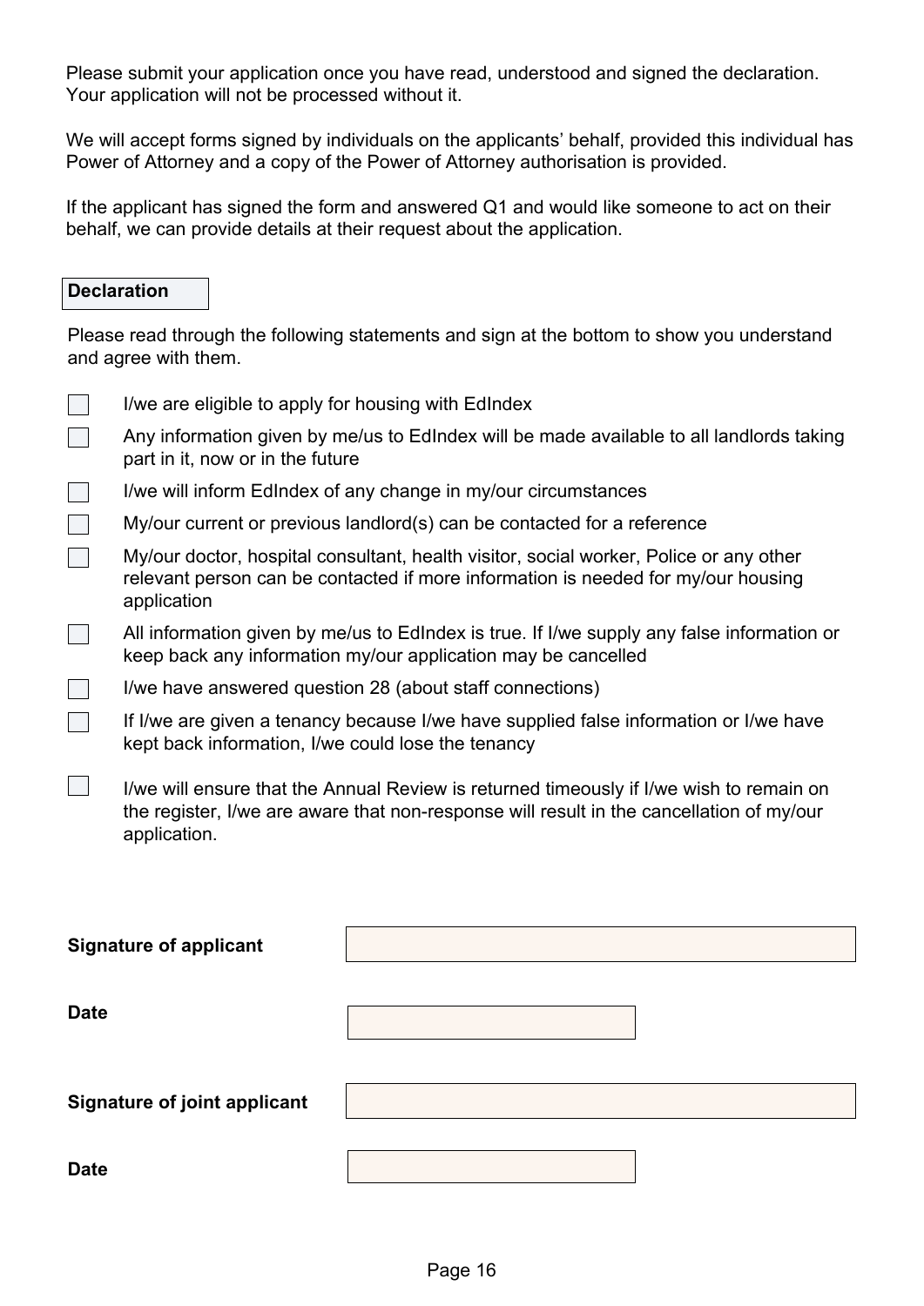Please submit your application once you have read, understood and signed the declaration. Your application will not be processed without it.

We will accept forms signed by individuals on the applicants' behalf, provided this individual has Power of Attorney and a copy of the Power of Attorney authorisation is provided.

If the applicant has signed the form and answered Q1 and would like someone to act on their behalf, we can provide details at their request about the application.

## Declaration

Please read through the following statements and sign at the bottom to show you understand and agree with them.

- [ ] I/we are eligible to apply for housing with EdIndex
- [ ] Any information given by me/us to EdIndex will be made available to all landlords taking part in it, now or in the future
- [ ] I/we will inform EdIndex of any change in my/our circumstances
- [ ] My/our current or previous landlord(s) can be contacted for a reference
- [ ] My/our doctor, hospital consultant, health visitor, social worker, Police or any other relevant person can be contacted if more information is needed for my/our housing application
- [ ] All information given by me/us to EdIndex is true. If I/we supply any false information or keep back any information my/our application may be cancelled
- [ ] I/we have answered question 28 (about staff connections)
- [ ] If I/we are given a tenancy because I/we have supplied false information or I/we have kept back information, I/we could lose the tenancy
- [ ] I/we will ensure that the Annual Review is returned timeously if I/we wish to remain on the register, I/we are aware that non-response will result in the cancellation of my/our application.

**Signature of applicant** ______________________

**Date** ______________________

**Signature of joint applicant** ______________________

**Date** ______________________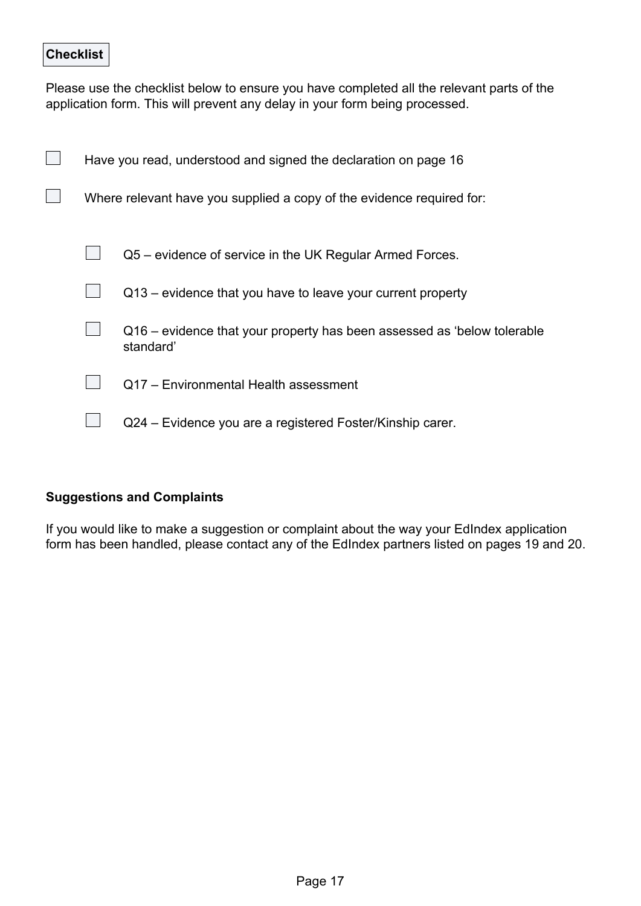## Checklist

Please use the checklist below to ensure you have completed all the relevant parts of the application form. This will prevent any delay in your form being processed.

- [ ] Have you read, understood and signed the declaration on page 16
- [ ] Where relevant have you supplied a copy of the evidence required for:
  - [ ] Q5 – evidence of service in the UK Regular Armed Forces.
  - [ ] Q13 – evidence that you have to leave your current property
  - [ ] Q16 – evidence that your property has been assessed as 'below tolerable standard'
  - [ ] Q17 – Environmental Health assessment
  - [ ] Q24 – Evidence you are a registered Foster/Kinship carer.

**Suggestions and Complaints**

If you would like to make a suggestion or complaint about the way your EdIndex application form has been handled, please contact any of the EdIndex partners listed on pages 19 and 20.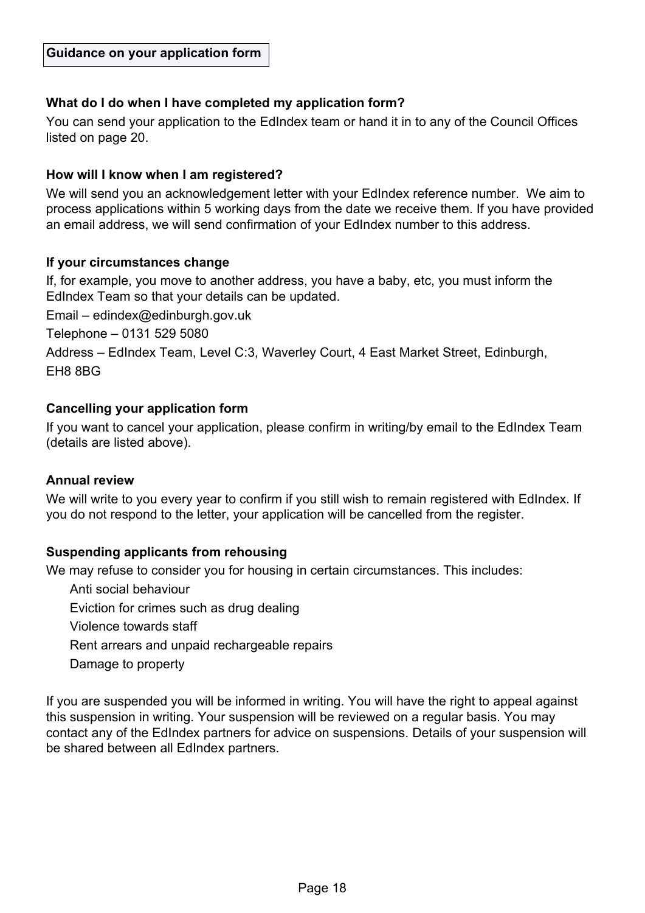## Guidance on your application form

### What do I do when I have completed my application form?

You can send your application to the EdIndex team or hand it in to any of the Council Offices listed on page 20.

### How will I know when I am registered?

We will send you an acknowledgement letter with your EdIndex reference number. We aim to process applications within 5 working days from the date we receive them. If you have provided an email address, we will send confirmation of your EdIndex number to this address.

### If your circumstances change

If, for example, you move to another address, you have a baby, etc, you must inform the EdIndex Team so that your details can be updated.

Email – edindex@edinburgh.gov.uk

Telephone – 0131 529 5080

Address – EdIndex Team, Level C:3, Waverley Court, 4 East Market Street, Edinburgh, EH8 8BG

### Cancelling your application form

If you want to cancel your application, please confirm in writing/by email to the EdIndex Team (details are listed above).

### Annual review

We will write to you every year to confirm if you still wish to remain registered with EdIndex. If you do not respond to the letter, your application will be cancelled from the register.

### Suspending applicants from rehousing

We may refuse to consider you for housing in certain circumstances. This includes:

- Anti social behaviour
- Eviction for crimes such as drug dealing
- Violence towards staff
- Rent arrears and unpaid rechargeable repairs
- Damage to property

If you are suspended you will be informed in writing. You will have the right to appeal against this suspension in writing. Your suspension will be reviewed on a regular basis. You may contact any of the EdIndex partners for advice on suspensions. Details of your suspension will be shared between all EdIndex partners.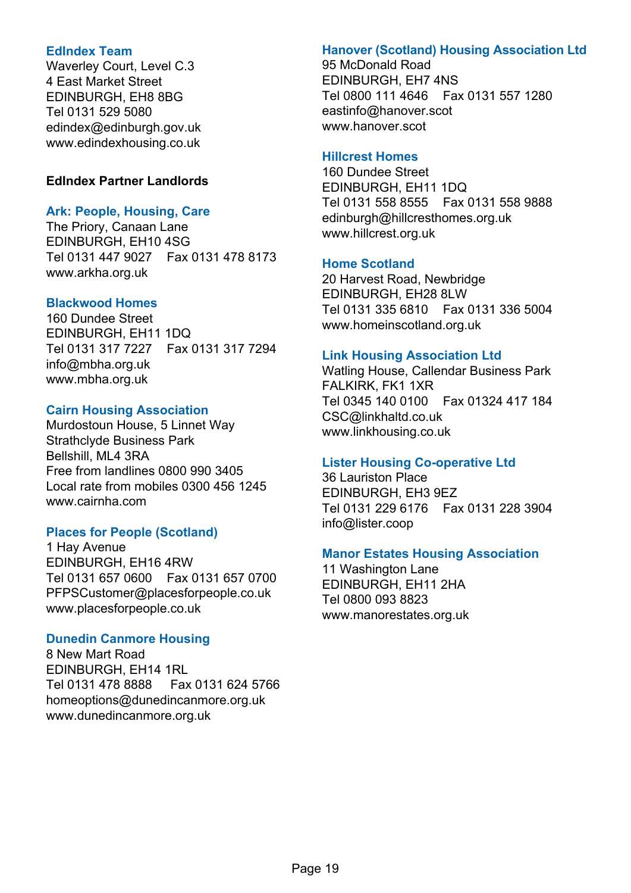### EdIndex Team

Waverley Court, Level C.3
4 East Market Street
EDINBURGH, EH8 8BG
Tel 0131 529 5080
edindex@edinburgh.gov.uk
www.edindexhousing.co.uk

**EdIndex Partner Landlords**

### Ark: People, Housing, Care

The Priory, Canaan Lane
EDINBURGH, EH10 4SG
Tel 0131 447 9027    Fax 0131 478 8173
www.arkha.org.uk

### Blackwood Homes

160 Dundee Street
EDINBURGH, EH11 1DQ
Tel 0131 317 7227    Fax 0131 317 7294
info@mbha.org.uk
www.mbha.org.uk

### Cairn Housing Association

Murdostoun House, 5 Linnet Way
Strathclyde Business Park
Bellshill, ML4 3RA
Free from landlines 0800 990 3405
Local rate from mobiles 0300 456 1245
www.cairnha.com

### Places for People (Scotland)

1 Hay Avenue
EDINBURGH, EH16 4RW
Tel 0131 657 0600    Fax 0131 657 0700
PFPSCustomer@placesforpeople.co.uk
www.placesforpeople.co.uk

### Dunedin Canmore Housing

8 New Mart Road
EDINBURGH, EH14 1RL
Tel 0131 478 8888    Fax 0131 624 5766
homeoptions@dunedincanmore.org.uk
www.dunedincanmore.org.uk

### Hanover (Scotland) Housing Association Ltd

95 McDonald Road
EDINBURGH, EH7 4NS
Tel 0800 111 4646    Fax 0131 557 1280
eastinfo@hanover.scot
www.hanover.scot

### Hillcrest Homes

160 Dundee Street
EDINBURGH, EH11 1DQ
Tel 0131 558 8555    Fax 0131 558 9888
edinburgh@hillcresthomes.org.uk
www.hillcrest.org.uk

### Home Scotland

20 Harvest Road, Newbridge
EDINBURGH, EH28 8LW
Tel 0131 335 6810    Fax 0131 336 5004
www.homeinscotland.org.uk

### Link Housing Association Ltd

Watling House, Callendar Business Park
FALKIRK, FK1 1XR
Tel 0345 140 0100    Fax 01324 417 184
CSC@linkhaltd.co.uk
www.linkhousing.co.uk

### Lister Housing Co-operative Ltd

36 Lauriston Place
EDINBURGH, EH3 9EZ
Tel 0131 229 6176    Fax 0131 228 3904
info@lister.coop

### Manor Estates Housing Association

11 Washington Lane
EDINBURGH, EH11 2HA
Tel 0800 093 8823
www.manorestates.org.uk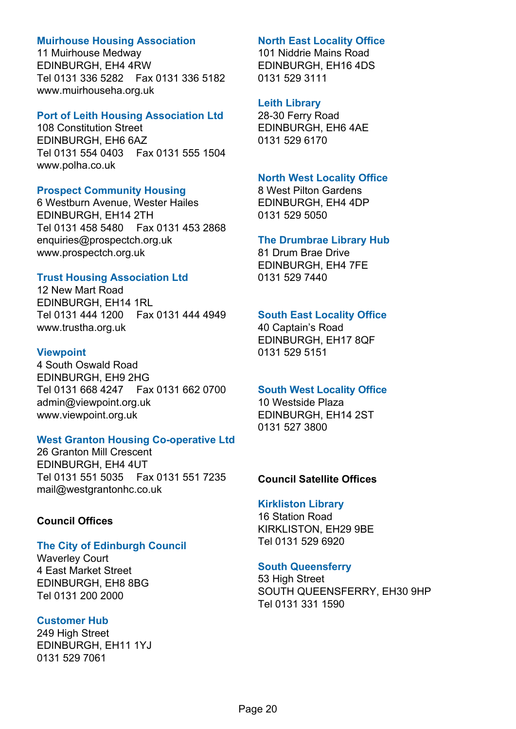**Muirhouse Housing Association**
11 Muirhouse Medway
EDINBURGH, EH4 4RW
Tel 0131 336 5282 Fax 0131 336 5182
www.muirhouseha.org.uk

**Port of Leith Housing Association Ltd**
108 Constitution Street
EDINBURGH, EH6 6AZ
Tel 0131 554 0403 Fax 0131 555 1504
www.polha.co.uk

**Prospect Community Housing**
6 Westburn Avenue, Wester Hailes
EDINBURGH, EH14 2TH
Tel 0131 458 5480 Fax 0131 453 2868
enquiries@prospectch.org.uk
www.prospectch.org.uk

**Trust Housing Association Ltd**
12 New Mart Road
EDINBURGH, EH14 1RL
Tel 0131 444 1200 Fax 0131 444 4949
www.trustha.org.uk

**Viewpoint**
4 South Oswald Road
EDINBURGH, EH9 2HG
Tel 0131 668 4247 Fax 0131 662 0700
admin@viewpoint.org.uk
www.viewpoint.org.uk

**West Granton Housing Co-operative Ltd**
26 Granton Mill Crescent
EDINBURGH, EH4 4UT
Tel 0131 551 5035 Fax 0131 551 7235
mail@westgrantonhc.co.uk

## Council Offices

**The City of Edinburgh Council**
Waverley Court
4 East Market Street
EDINBURGH, EH8 8BG
Tel 0131 200 2000

**Customer Hub**
249 High Street
EDINBURGH, EH11 1YJ
0131 529 7061

**North East Locality Office**
101 Niddrie Mains Road
EDINBURGH, EH16 4DS
0131 529 3111

**Leith Library**
28-30 Ferry Road
EDINBURGH, EH6 4AE
0131 529 6170

**North West Locality Office**
8 West Pilton Gardens
EDINBURGH, EH4 4DP
0131 529 5050

**The Drumbrae Library Hub**
81 Drum Brae Drive
EDINBURGH, EH4 7FE
0131 529 7440

**South East Locality Office**
40 Captain's Road
EDINBURGH, EH17 8QF
0131 529 5151

**South West Locality Office**
10 Westside Plaza
EDINBURGH, EH14 2ST
0131 527 3800

## Council Satellite Offices

**Kirkliston Library**
16 Station Road
KIRKLISTON, EH29 9BE
Tel 0131 529 6920

**South Queensferry**
53 High Street
SOUTH QUEENSFERRY, EH30 9HP
Tel 0131 331 1590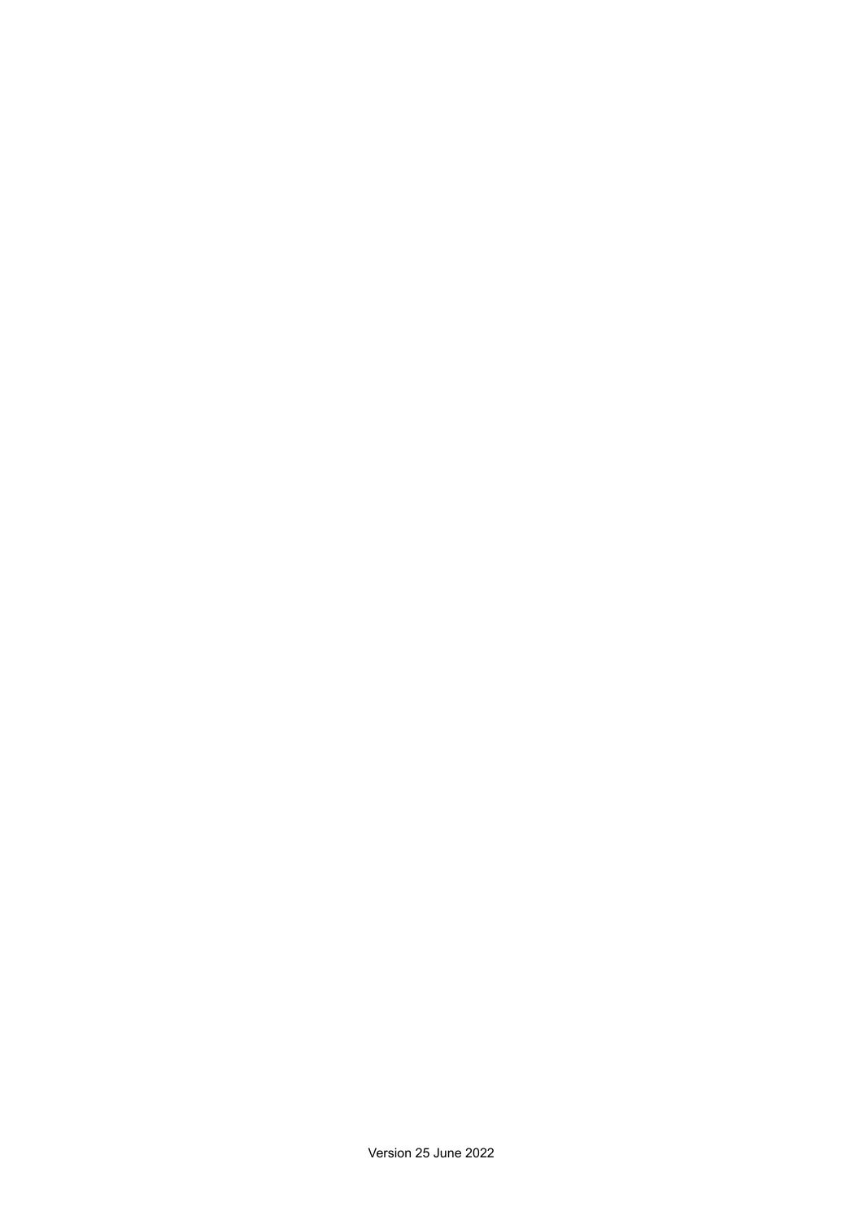Version 25 June 2022